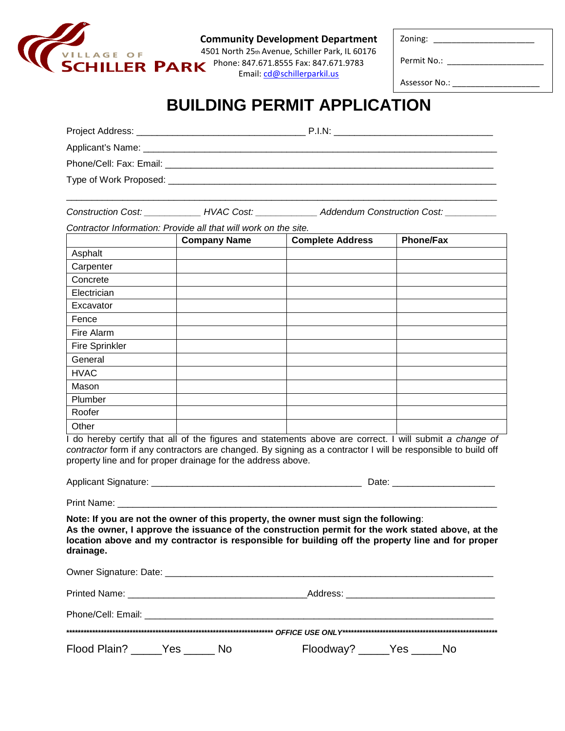VILLAGE OF
SCHILLER PARK

**Community Development Department**
4501 North 25th Avenue, Schiller Park, IL 60176
Phone: 847.671.8555 Fax: 847.671.9783
Email: cd@schillerparkil.us

Zoning: ____________________

Permit No.: ____________________

Assessor No.: ____________________

# BUILDING PERMIT APPLICATION

Project Address: ______________________________ P.I.N: ______________________________

Applicant's Name: ______________________________________________________________

Phone/Cell: Fax: Email: ______________________________________________________________

Type of Work Proposed: ______________________________________________________________

______________________________________________________________________________

*Construction Cost:* __________ *HVAC Cost:* __________ *Addendum Construction Cost:* __________

*Contractor Information: Provide all that will work on the site.*

| | **Company Name** | **Complete Address** | **Phone/Fax** |
|---|---|---|---|
| Asphalt | | | |
| Carpenter | | | |
| Concrete | | | |
| Electrician | | | |
| Excavator | | | |
| Fence | | | |
| Fire Alarm | | | |
| Fire Sprinkler | | | |
| General | | | |
| HVAC | | | |
| Mason | | | |
| Plumber | | | |
| Roofer | | | |
| Other | | | |

I do hereby certify that all of the figures and statements above are correct. I will submit *a change of contractor* form if any contractors are changed. By signing as a contractor I will be responsible to build off property line and for proper drainage for the address above.

Applicant Signature: ________________________________________ Date: ____________________

Print Name: ______________________________________________________________________

**Note: If you are not the owner of this property, the owner must sign the following**:
**As the owner, I approve the issuance of the construction permit for the work stated above, at the location above and my contractor is responsible for building off the property line and for proper drainage.**

Owner Signature: Date: ______________________________________________________________

Printed Name: __________________________________Address: ____________________________

Phone/Cell: Email: ______________________________________________________________

***\*\*\*\*\*\*\*\*\*\*\*\*\*\*\*\*\*\*\*\*\*\*\*\*\*\*\*\*\*\*\*\*\*\*\*\*\*\*\*\*\* OFFICE USE ONLY\*\*\*\*\*\*\*\*\*\*\*\*\*\*\*\*\*\*\*\*\*\*\*\*\*\*\*\*\*\*\*\*\*\*\*\*\*\*\*\****

Flood Plain? _____Yes _____ No Floodway? _____Yes _____No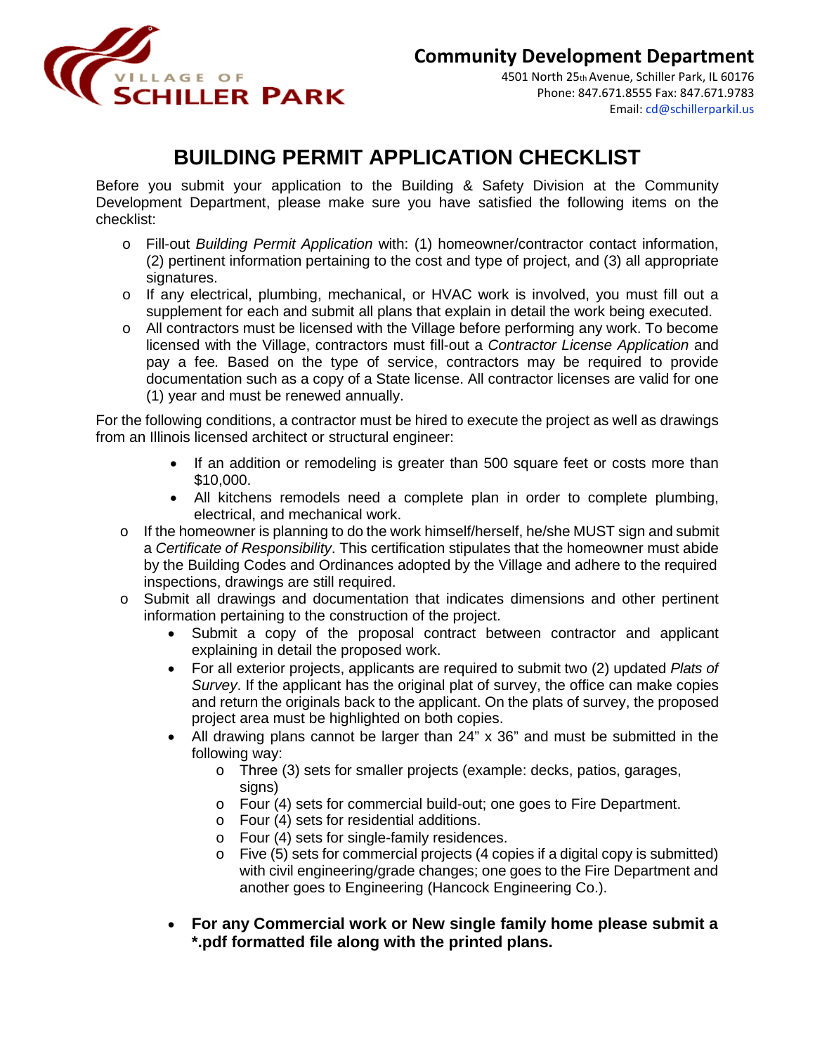Community Development Department

4501 North 25th Avenue, Schiller Park, IL 60176
Phone: 847.671.8555 Fax: 847.671.9783
Email: cd@schillerparkil.us

# BUILDING PERMIT APPLICATION CHECKLIST

Before you submit your application to the Building & Safety Division at the Community Development Department, please make sure you have satisfied the following items on the checklist:

- Fill-out *Building Permit Application* with: (1) homeowner/contractor contact information, (2) pertinent information pertaining to the cost and type of project, and (3) all appropriate signatures.
- If any electrical, plumbing, mechanical, or HVAC work is involved, you must fill out a supplement for each and submit all plans that explain in detail the work being executed.
- All contractors must be licensed with the Village before performing any work. To become licensed with the Village, contractors must fill-out a *Contractor License Application* and pay a fee. Based on the type of service, contractors may be required to provide documentation such as a copy of a State license. All contractor licenses are valid for one (1) year and must be renewed annually.

For the following conditions, a contractor must be hired to execute the project as well as drawings from an Illinois licensed architect or structural engineer:

- If an addition or remodeling is greater than 500 square feet or costs more than $10,000.
- All kitchens remodels need a complete plan in order to complete plumbing, electrical, and mechanical work.

- If the homeowner is planning to do the work himself/herself, he/she MUST sign and submit a *Certificate of Responsibility*. This certification stipulates that the homeowner must abide by the Building Codes and Ordinances adopted by the Village and adhere to the required inspections, drawings are still required.
- Submit all drawings and documentation that indicates dimensions and other pertinent information pertaining to the construction of the project.
  - Submit a copy of the proposal contract between contractor and applicant explaining in detail the proposed work.
  - For all exterior projects, applicants are required to submit two (2) updated *Plats of Survey*. If the applicant has the original plat of survey, the office can make copies and return the originals back to the applicant. On the plats of survey, the proposed project area must be highlighted on both copies.
  - All drawing plans cannot be larger than 24" x 36" and must be submitted in the following way:
    - Three (3) sets for smaller projects (example: decks, patios, garages, signs)
    - Four (4) sets for commercial build-out; one goes to Fire Department.
    - Four (4) sets for residential additions.
    - Four (4) sets for single-family residences.
    - Five (5) sets for commercial projects (4 copies if a digital copy is submitted) with civil engineering/grade changes; one goes to the Fire Department and another goes to Engineering (Hancock Engineering Co.).

  - **For any Commercial work or New single family home please submit a *.pdf formatted file along with the printed plans.**